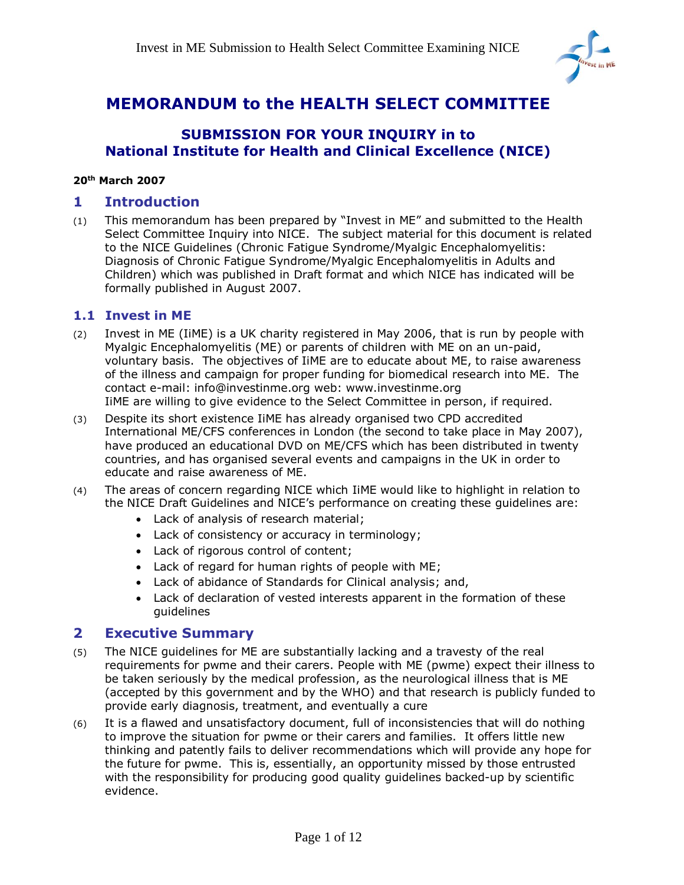# MEMORANDUM to the HEALTH SELECT COMMITTEE

## SUBMISSION FOR YOUR INQUIRY in to National Institute for Health and Clinical Excellence (NICE)

**20th March 2007**

## 1 Introduction

(1) This memorandum has been prepared by "Invest in ME" and submitted to the Health Select Committee Inquiry into NICE. The subject material for this document is related to the NICE Guidelines (Chronic Fatigue Syndrome/Myalgic Encephalomyelitis: Diagnosis of Chronic Fatigue Syndrome/Myalgic Encephalomyelitis in Adults and Children) which was published in Draft format and which NICE has indicated will be formally published in August 2007.

### 1.1 Invest in ME

(2) Invest in ME (IiME) is a UK charity registered in May 2006, that is run by people with Myalgic Encephalomyelitis (ME) or parents of children with ME on an un-paid, voluntary basis. The objectives of IiME are to educate about ME, to raise awareness of the illness and campaign for proper funding for biomedical research into ME. The contact e-mail: info@investinme.org web: www.investinme.org
IiME are willing to give evidence to the Select Committee in person, if required.

(3) Despite its short existence IiME has already organised two CPD accredited International ME/CFS conferences in London (the second to take place in May 2007), have produced an educational DVD on ME/CFS which has been distributed in twenty countries, and has organised several events and campaigns in the UK in order to educate and raise awareness of ME.

(4) The areas of concern regarding NICE which IiME would like to highlight in relation to the NICE Draft Guidelines and NICE's performance on creating these guidelines are:

- Lack of analysis of research material;
- Lack of consistency or accuracy in terminology;
- Lack of rigorous control of content;
- Lack of regard for human rights of people with ME;
- Lack of abidance of Standards for Clinical analysis; and,
- Lack of declaration of vested interests apparent in the formation of these guidelines

## 2 Executive Summary

(5) The NICE guidelines for ME are substantially lacking and a travesty of the real requirements for pwme and their carers. People with ME (pwme) expect their illness to be taken seriously by the medical profession, as the neurological illness that is ME (accepted by this government and by the WHO) and that research is publicly funded to provide early diagnosis, treatment, and eventually a cure

(6) It is a flawed and unsatisfactory document, full of inconsistencies that will do nothing to improve the situation for pwme or their carers and families. It offers little new thinking and patently fails to deliver recommendations which will provide any hope for the future for pwme. This is, essentially, an opportunity missed by those entrusted with the responsibility for producing good quality guidelines backed-up by scientific evidence.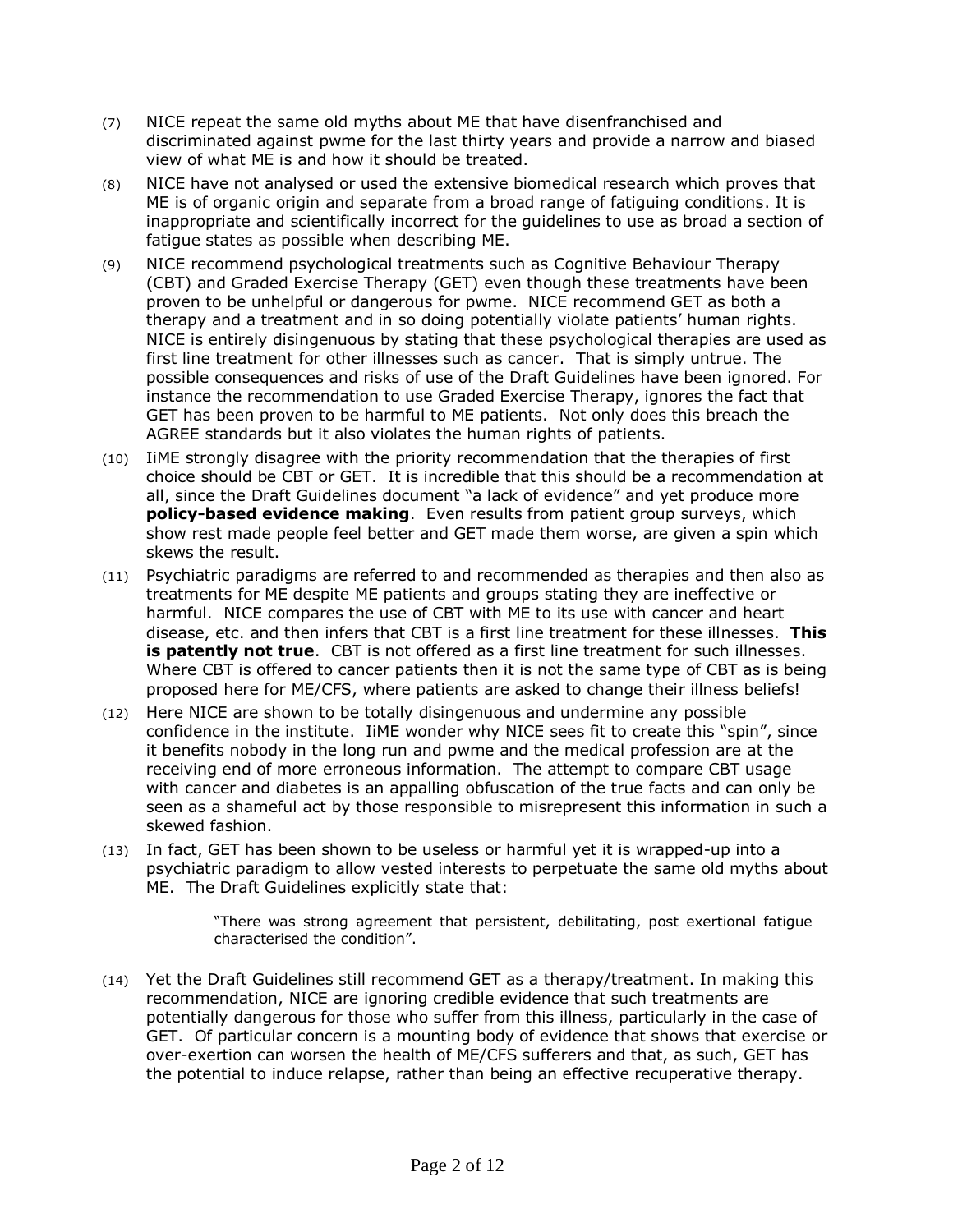(7) NICE repeat the same old myths about ME that have disenfranchised and discriminated against pwme for the last thirty years and provide a narrow and biased view of what ME is and how it should be treated.

(8) NICE have not analysed or used the extensive biomedical research which proves that ME is of organic origin and separate from a broad range of fatiguing conditions. It is inappropriate and scientifically incorrect for the guidelines to use as broad a section of fatigue states as possible when describing ME.

(9) NICE recommend psychological treatments such as Cognitive Behaviour Therapy (CBT) and Graded Exercise Therapy (GET) even though these treatments have been proven to be unhelpful or dangerous for pwme. NICE recommend GET as both a therapy and a treatment and in so doing potentially violate patients' human rights. NICE is entirely disingenuous by stating that these psychological therapies are used as first line treatment for other illnesses such as cancer. That is simply untrue. The possible consequences and risks of use of the Draft Guidelines have been ignored. For instance the recommendation to use Graded Exercise Therapy, ignores the fact that GET has been proven to be harmful to ME patients. Not only does this breach the AGREE standards but it also violates the human rights of patients.

(10) IiME strongly disagree with the priority recommendation that the therapies of first choice should be CBT or GET. It is incredible that this should be a recommendation at all, since the Draft Guidelines document "a lack of evidence" and yet produce more **policy-based evidence making**. Even results from patient group surveys, which show rest made people feel better and GET made them worse, are given a spin which skews the result.

(11) Psychiatric paradigms are referred to and recommended as therapies and then also as treatments for ME despite ME patients and groups stating they are ineffective or harmful. NICE compares the use of CBT with ME to its use with cancer and heart disease, etc. and then infers that CBT is a first line treatment for these illnesses. **This is patently not true**. CBT is not offered as a first line treatment for such illnesses. Where CBT is offered to cancer patients then it is not the same type of CBT as is being proposed here for ME/CFS, where patients are asked to change their illness beliefs!

(12) Here NICE are shown to be totally disingenuous and undermine any possible confidence in the institute. IiME wonder why NICE sees fit to create this "spin", since it benefits nobody in the long run and pwme and the medical profession are at the receiving end of more erroneous information. The attempt to compare CBT usage with cancer and diabetes is an appalling obfuscation of the true facts and can only be seen as a shameful act by those responsible to misrepresent this information in such a skewed fashion.

(13) In fact, GET has been shown to be useless or harmful yet it is wrapped-up into a psychiatric paradigm to allow vested interests to perpetuate the same old myths about ME. The Draft Guidelines explicitly state that:

> "There was strong agreement that persistent, debilitating, post exertional fatigue characterised the condition".

(14) Yet the Draft Guidelines still recommend GET as a therapy/treatment. In making this recommendation, NICE are ignoring credible evidence that such treatments are potentially dangerous for those who suffer from this illness, particularly in the case of GET. Of particular concern is a mounting body of evidence that shows that exercise or over-exertion can worsen the health of ME/CFS sufferers and that, as such, GET has the potential to induce relapse, rather than being an effective recuperative therapy.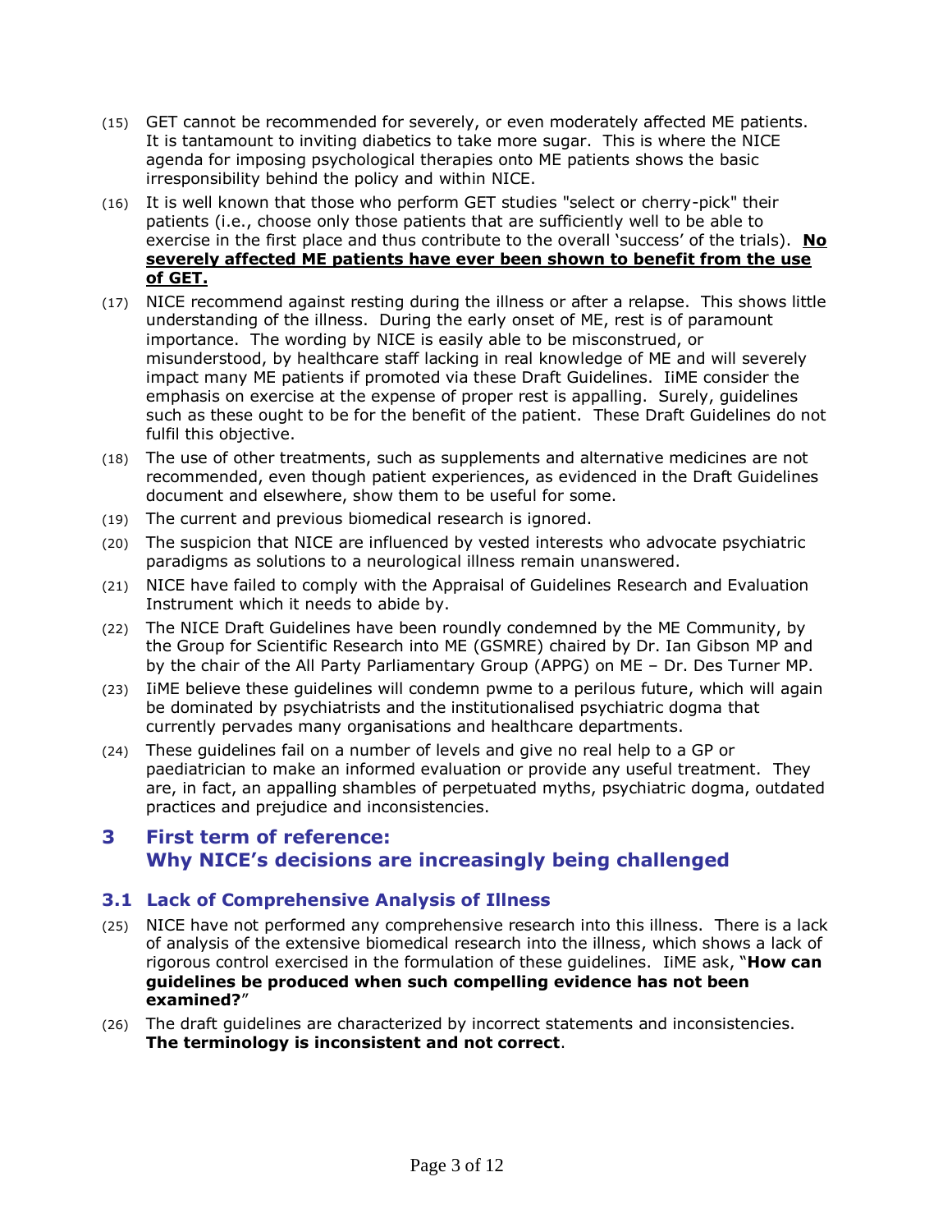(15) GET cannot be recommended for severely, or even moderately affected ME patients. It is tantamount to inviting diabetics to take more sugar. This is where the NICE agenda for imposing psychological therapies onto ME patients shows the basic irresponsibility behind the policy and within NICE.

(16) It is well known that those who perform GET studies "select or cherry-pick" their patients (i.e., choose only those patients that are sufficiently well to be able to exercise in the first place and thus contribute to the overall 'success' of the trials). **<u>No severely affected ME patients have ever been shown to benefit from the use of GET.</u>**

(17) NICE recommend against resting during the illness or after a relapse. This shows little understanding of the illness. During the early onset of ME, rest is of paramount importance. The wording by NICE is easily able to be misconstrued, or misunderstood, by healthcare staff lacking in real knowledge of ME and will severely impact many ME patients if promoted via these Draft Guidelines. IiME consider the emphasis on exercise at the expense of proper rest is appalling. Surely, guidelines such as these ought to be for the benefit of the patient. These Draft Guidelines do not fulfil this objective.

(18) The use of other treatments, such as supplements and alternative medicines are not recommended, even though patient experiences, as evidenced in the Draft Guidelines document and elsewhere, show them to be useful for some.

(19) The current and previous biomedical research is ignored.

(20) The suspicion that NICE are influenced by vested interests who advocate psychiatric paradigms as solutions to a neurological illness remain unanswered.

(21) NICE have failed to comply with the Appraisal of Guidelines Research and Evaluation Instrument which it needs to abide by.

(22) The NICE Draft Guidelines have been roundly condemned by the ME Community, by the Group for Scientific Research into ME (GSMRE) chaired by Dr. Ian Gibson MP and by the chair of the All Party Parliamentary Group (APPG) on ME – Dr. Des Turner MP.

(23) IiME believe these guidelines will condemn pwme to a perilous future, which will again be dominated by psychiatrists and the institutionalised psychiatric dogma that currently pervades many organisations and healthcare departments.

(24) These guidelines fail on a number of levels and give no real help to a GP or paediatrician to make an informed evaluation or provide any useful treatment. They are, in fact, an appalling shambles of perpetuated myths, psychiatric dogma, outdated practices and prejudice and inconsistencies.

## 3 First term of reference: Why NICE's decisions are increasingly being challenged

### 3.1 Lack of Comprehensive Analysis of Illness

(25) NICE have not performed any comprehensive research into this illness. There is a lack of analysis of the extensive biomedical research into the illness, which shows a lack of rigorous control exercised in the formulation of these guidelines. IiME ask, "**How can guidelines be produced when such compelling evidence has not been examined?**"

(26) The draft guidelines are characterized by incorrect statements and inconsistencies. **The terminology is inconsistent and not correct**.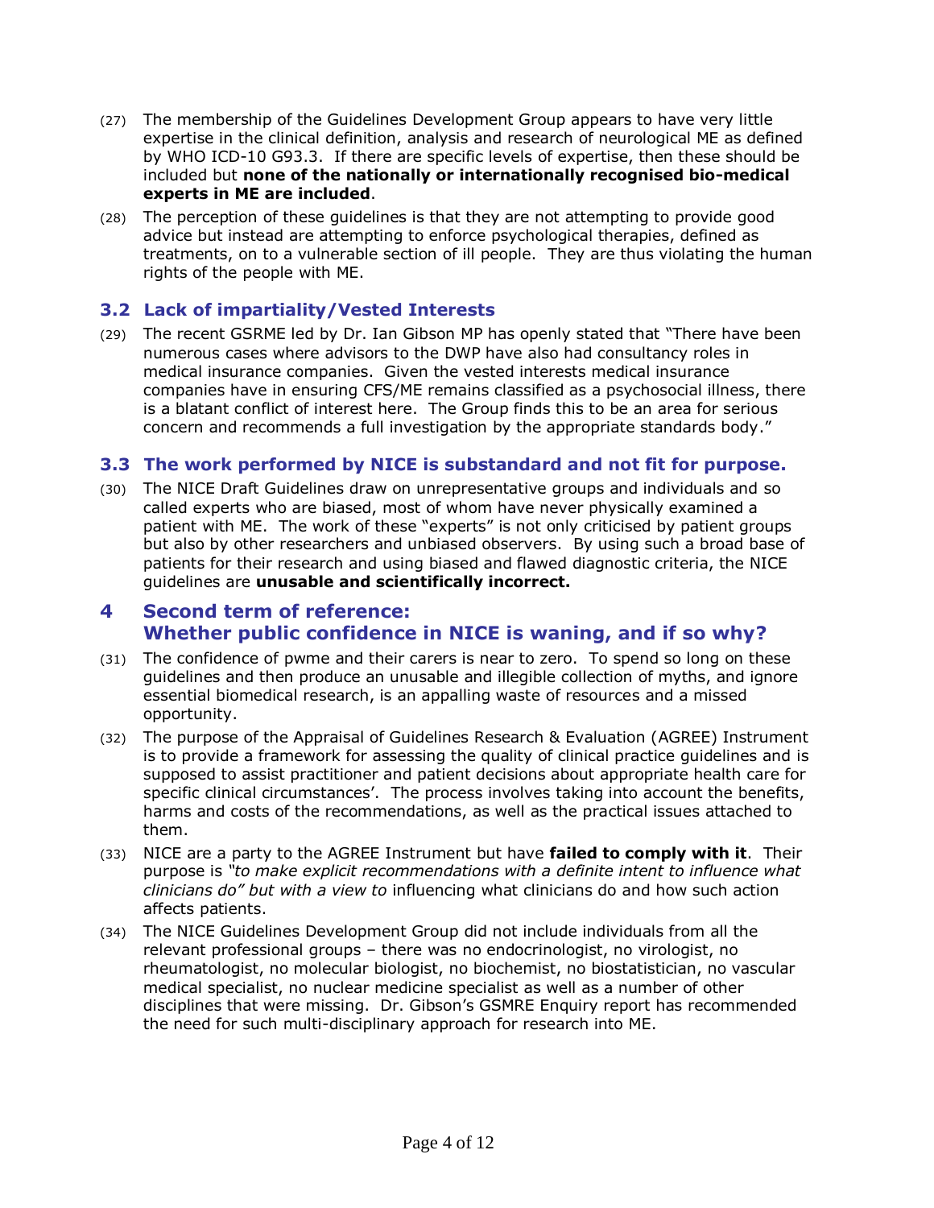(27) The membership of the Guidelines Development Group appears to have very little expertise in the clinical definition, analysis and research of neurological ME as defined by WHO ICD-10 G93.3. If there are specific levels of expertise, then these should be included but **none of the nationally or internationally recognised bio-medical experts in ME are included**.

(28) The perception of these guidelines is that they are not attempting to provide good advice but instead are attempting to enforce psychological therapies, defined as treatments, on to a vulnerable section of ill people. They are thus violating the human rights of the people with ME.

### 3.2 Lack of impartiality/Vested Interests

(29) The recent GSRME led by Dr. Ian Gibson MP has openly stated that "There have been numerous cases where advisors to the DWP have also had consultancy roles in medical insurance companies. Given the vested interests medical insurance companies have in ensuring CFS/ME remains classified as a psychosocial illness, there is a blatant conflict of interest here. The Group finds this to be an area for serious concern and recommends a full investigation by the appropriate standards body."

### 3.3 The work performed by NICE is substandard and not fit for purpose.

(30) The NICE Draft Guidelines draw on unrepresentative groups and individuals and so called experts who are biased, most of whom have never physically examined a patient with ME. The work of these "experts" is not only criticised by patient groups but also by other researchers and unbiased observers. By using such a broad base of patients for their research and using biased and flawed diagnostic criteria, the NICE guidelines are **unusable and scientifically incorrect.**

## 4 Second term of reference: Whether public confidence in NICE is waning, and if so why?

(31) The confidence of pwme and their carers is near to zero. To spend so long on these guidelines and then produce an unusable and illegible collection of myths, and ignore essential biomedical research, is an appalling waste of resources and a missed opportunity.

(32) The purpose of the Appraisal of Guidelines Research & Evaluation (AGREE) Instrument is to provide a framework for assessing the quality of clinical practice guidelines and is supposed to assist practitioner and patient decisions about appropriate health care for specific clinical circumstances'. The process involves taking into account the benefits, harms and costs of the recommendations, as well as the practical issues attached to them.

(33) NICE are a party to the AGREE Instrument but have **failed to comply with it**. Their purpose is *"to make explicit recommendations with a definite intent to influence what clinicians do" but with a view to* influencing what clinicians do and how such action affects patients.

(34) The NICE Guidelines Development Group did not include individuals from all the relevant professional groups – there was no endocrinologist, no virologist, no rheumatologist, no molecular biologist, no biochemist, no biostatistician, no vascular medical specialist, no nuclear medicine specialist as well as a number of other disciplines that were missing. Dr. Gibson's GSMRE Enquiry report has recommended the need for such multi-disciplinary approach for research into ME.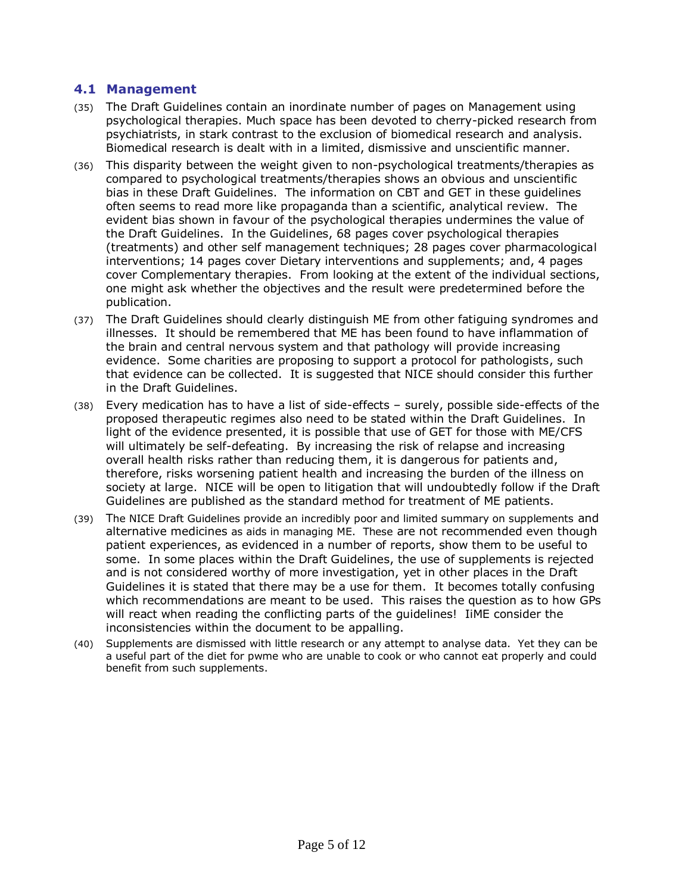## 4.1 Management

(35) The Draft Guidelines contain an inordinate number of pages on Management using psychological therapies. Much space has been devoted to cherry-picked research from psychiatrists, in stark contrast to the exclusion of biomedical research and analysis. Biomedical research is dealt with in a limited, dismissive and unscientific manner.

(36) This disparity between the weight given to non-psychological treatments/therapies as compared to psychological treatments/therapies shows an obvious and unscientific bias in these Draft Guidelines. The information on CBT and GET in these guidelines often seems to read more like propaganda than a scientific, analytical review. The evident bias shown in favour of the psychological therapies undermines the value of the Draft Guidelines. In the Guidelines, 68 pages cover psychological therapies (treatments) and other self management techniques; 28 pages cover pharmacological interventions; 14 pages cover Dietary interventions and supplements; and, 4 pages cover Complementary therapies. From looking at the extent of the individual sections, one might ask whether the objectives and the result were predetermined before the publication.

(37) The Draft Guidelines should clearly distinguish ME from other fatiguing syndromes and illnesses. It should be remembered that ME has been found to have inflammation of the brain and central nervous system and that pathology will provide increasing evidence. Some charities are proposing to support a protocol for pathologists, such that evidence can be collected. It is suggested that NICE should consider this further in the Draft Guidelines.

(38) Every medication has to have a list of side-effects – surely, possible side-effects of the proposed therapeutic regimes also need to be stated within the Draft Guidelines. In light of the evidence presented, it is possible that use of GET for those with ME/CFS will ultimately be self-defeating. By increasing the risk of relapse and increasing overall health risks rather than reducing them, it is dangerous for patients and, therefore, risks worsening patient health and increasing the burden of the illness on society at large. NICE will be open to litigation that will undoubtedly follow if the Draft Guidelines are published as the standard method for treatment of ME patients.

(39) The NICE Draft Guidelines provide an incredibly poor and limited summary on supplements and alternative medicines as aids in managing ME. These are not recommended even though patient experiences, as evidenced in a number of reports, show them to be useful to some. In some places within the Draft Guidelines, the use of supplements is rejected and is not considered worthy of more investigation, yet in other places in the Draft Guidelines it is stated that there may be a use for them. It becomes totally confusing which recommendations are meant to be used. This raises the question as to how GPs will react when reading the conflicting parts of the guidelines! IiME consider the inconsistencies within the document to be appalling.

(40) Supplements are dismissed with little research or any attempt to analyse data. Yet they can be a useful part of the diet for pwme who are unable to cook or who cannot eat properly and could benefit from such supplements.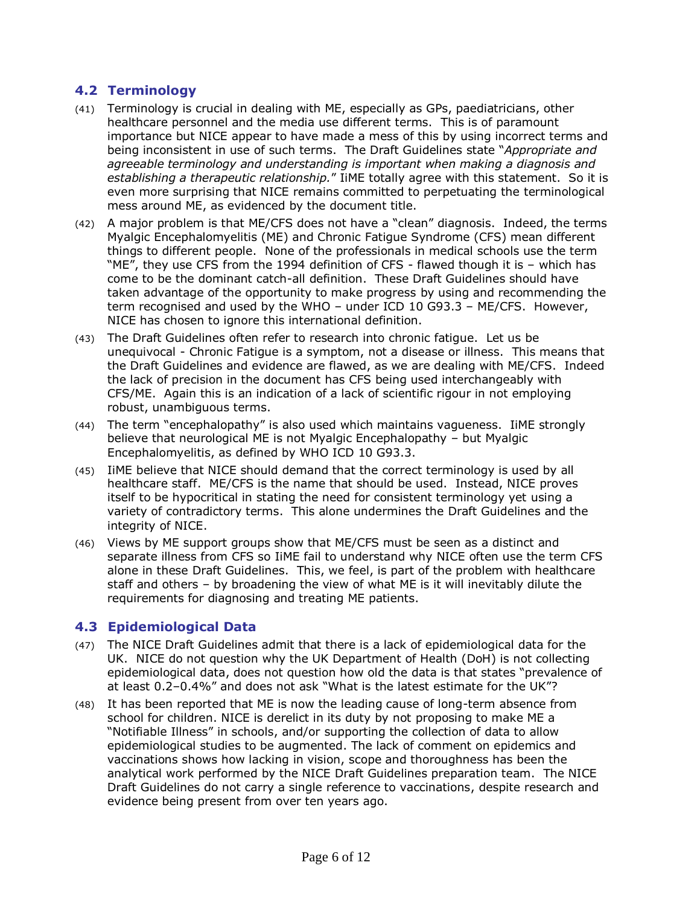## 4.2 Terminology

(41) Terminology is crucial in dealing with ME, especially as GPs, paediatricians, other healthcare personnel and the media use different terms. This is of paramount importance but NICE appear to have made a mess of this by using incorrect terms and being inconsistent in use of such terms. The Draft Guidelines state "*Appropriate and agreeable terminology and understanding is important when making a diagnosis and establishing a therapeutic relationship.*" IiME totally agree with this statement. So it is even more surprising that NICE remains committed to perpetuating the terminological mess around ME, as evidenced by the document title.

(42) A major problem is that ME/CFS does not have a "clean" diagnosis. Indeed, the terms Myalgic Encephalomyelitis (ME) and Chronic Fatigue Syndrome (CFS) mean different things to different people. None of the professionals in medical schools use the term "ME", they use CFS from the 1994 definition of CFS - flawed though it is – which has come to be the dominant catch-all definition. These Draft Guidelines should have taken advantage of the opportunity to make progress by using and recommending the term recognised and used by the WHO – under ICD 10 G93.3 – ME/CFS. However, NICE has chosen to ignore this international definition.

(43) The Draft Guidelines often refer to research into chronic fatigue. Let us be unequivocal - Chronic Fatigue is a symptom, not a disease or illness. This means that the Draft Guidelines and evidence are flawed, as we are dealing with ME/CFS. Indeed the lack of precision in the document has CFS being used interchangeably with CFS/ME. Again this is an indication of a lack of scientific rigour in not employing robust, unambiguous terms.

(44) The term "encephalopathy" is also used which maintains vagueness. IiME strongly believe that neurological ME is not Myalgic Encephalopathy – but Myalgic Encephalomyelitis, as defined by WHO ICD 10 G93.3.

(45) IiME believe that NICE should demand that the correct terminology is used by all healthcare staff. ME/CFS is the name that should be used. Instead, NICE proves itself to be hypocritical in stating the need for consistent terminology yet using a variety of contradictory terms. This alone undermines the Draft Guidelines and the integrity of NICE.

(46) Views by ME support groups show that ME/CFS must be seen as a distinct and separate illness from CFS so IiME fail to understand why NICE often use the term CFS alone in these Draft Guidelines. This, we feel, is part of the problem with healthcare staff and others – by broadening the view of what ME is it will inevitably dilute the requirements for diagnosing and treating ME patients.

## 4.3 Epidemiological Data

(47) The NICE Draft Guidelines admit that there is a lack of epidemiological data for the UK. NICE do not question why the UK Department of Health (DoH) is not collecting epidemiological data, does not question how old the data is that states "prevalence of at least 0.2–0.4%" and does not ask "What is the latest estimate for the UK"?

(48) It has been reported that ME is now the leading cause of long-term absence from school for children. NICE is derelict in its duty by not proposing to make ME a "Notifiable Illness" in schools, and/or supporting the collection of data to allow epidemiological studies to be augmented. The lack of comment on epidemics and vaccinations shows how lacking in vision, scope and thoroughness has been the analytical work performed by the NICE Draft Guidelines preparation team. The NICE Draft Guidelines do not carry a single reference to vaccinations, despite research and evidence being present from over ten years ago.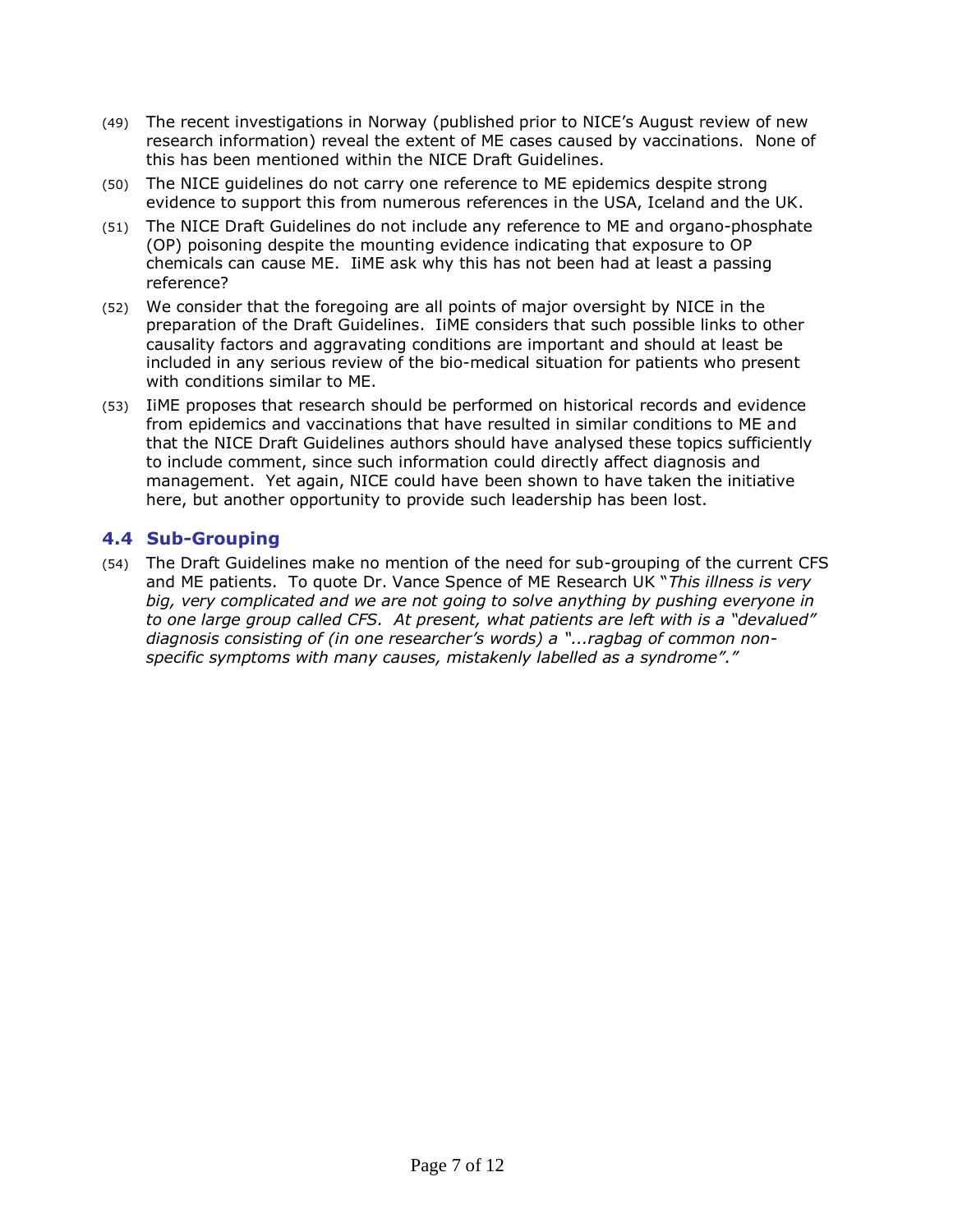(49) The recent investigations in Norway (published prior to NICE's August review of new research information) reveal the extent of ME cases caused by vaccinations. None of this has been mentioned within the NICE Draft Guidelines.

(50) The NICE guidelines do not carry one reference to ME epidemics despite strong evidence to support this from numerous references in the USA, Iceland and the UK.

(51) The NICE Draft Guidelines do not include any reference to ME and organo-phosphate (OP) poisoning despite the mounting evidence indicating that exposure to OP chemicals can cause ME. IiME ask why this has not been had at least a passing reference?

(52) We consider that the foregoing are all points of major oversight by NICE in the preparation of the Draft Guidelines. IiME considers that such possible links to other causality factors and aggravating conditions are important and should at least be included in any serious review of the bio-medical situation for patients who present with conditions similar to ME.

(53) IiME proposes that research should be performed on historical records and evidence from epidemics and vaccinations that have resulted in similar conditions to ME and that the NICE Draft Guidelines authors should have analysed these topics sufficiently to include comment, since such information could directly affect diagnosis and management. Yet again, NICE could have been shown to have taken the initiative here, but another opportunity to provide such leadership has been lost.

## 4.4 Sub-Grouping

(54) The Draft Guidelines make no mention of the need for sub-grouping of the current CFS and ME patients. To quote Dr. Vance Spence of ME Research UK "*This illness is very big, very complicated and we are not going to solve anything by pushing everyone in to one large group called CFS. At present, what patients are left with is a "devalued" diagnosis consisting of (in one researcher's words) a "...ragbag of common non-specific symptoms with many causes, mistakenly labelled as a syndrome"."*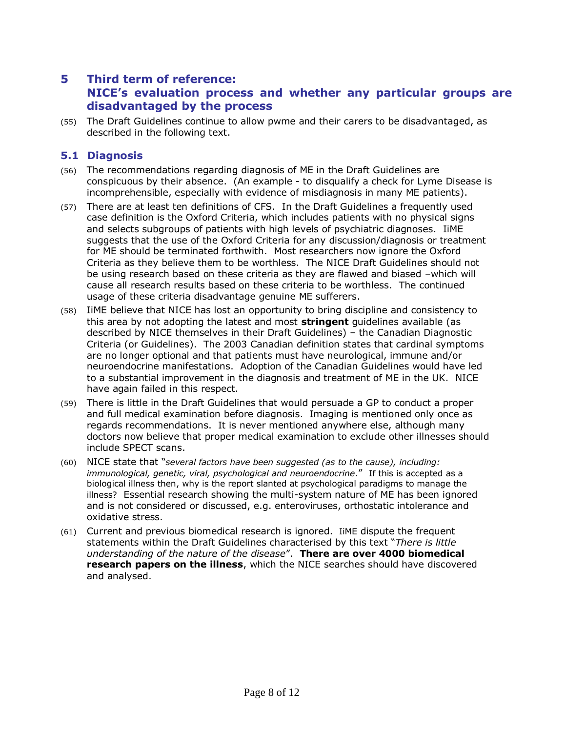## 5 Third term of reference: NICE's evaluation process and whether any particular groups are disadvantaged by the process

(55) The Draft Guidelines continue to allow pwme and their carers to be disadvantaged, as described in the following text.

### 5.1 Diagnosis

(56) The recommendations regarding diagnosis of ME in the Draft Guidelines are conspicuous by their absence. (An example - to disqualify a check for Lyme Disease is incomprehensible, especially with evidence of misdiagnosis in many ME patients).

(57) There are at least ten definitions of CFS. In the Draft Guidelines a frequently used case definition is the Oxford Criteria, which includes patients with no physical signs and selects subgroups of patients with high levels of psychiatric diagnoses. IiME suggests that the use of the Oxford Criteria for any discussion/diagnosis or treatment for ME should be terminated forthwith. Most researchers now ignore the Oxford Criteria as they believe them to be worthless. The NICE Draft Guidelines should not be using research based on these criteria as they are flawed and biased –which will cause all research results based on these criteria to be worthless. The continued usage of these criteria disadvantage genuine ME sufferers.

(58) IiME believe that NICE has lost an opportunity to bring discipline and consistency to this area by not adopting the latest and most **stringent** guidelines available (as described by NICE themselves in their Draft Guidelines) – the Canadian Diagnostic Criteria (or Guidelines). The 2003 Canadian definition states that cardinal symptoms are no longer optional and that patients must have neurological, immune and/or neuroendocrine manifestations. Adoption of the Canadian Guidelines would have led to a substantial improvement in the diagnosis and treatment of ME in the UK. NICE have again failed in this respect.

(59) There is little in the Draft Guidelines that would persuade a GP to conduct a proper and full medical examination before diagnosis. Imaging is mentioned only once as regards recommendations. It is never mentioned anywhere else, although many doctors now believe that proper medical examination to exclude other illnesses should include SPECT scans.

(60) NICE state that "*several factors have been suggested (as to the cause), including: immunological, genetic, viral, psychological and neuroendocrine*." If this is accepted as a biological illness then, why is the report slanted at psychological paradigms to manage the illness? Essential research showing the multi-system nature of ME has been ignored and is not considered or discussed, e.g. enteroviruses, orthostatic intolerance and oxidative stress.

(61) Current and previous biomedical research is ignored. IiME dispute the frequent statements within the Draft Guidelines characterised by this text "*There is little understanding of the nature of the disease*". **There are over 4000 biomedical research papers on the illness**, which the NICE searches should have discovered and analysed.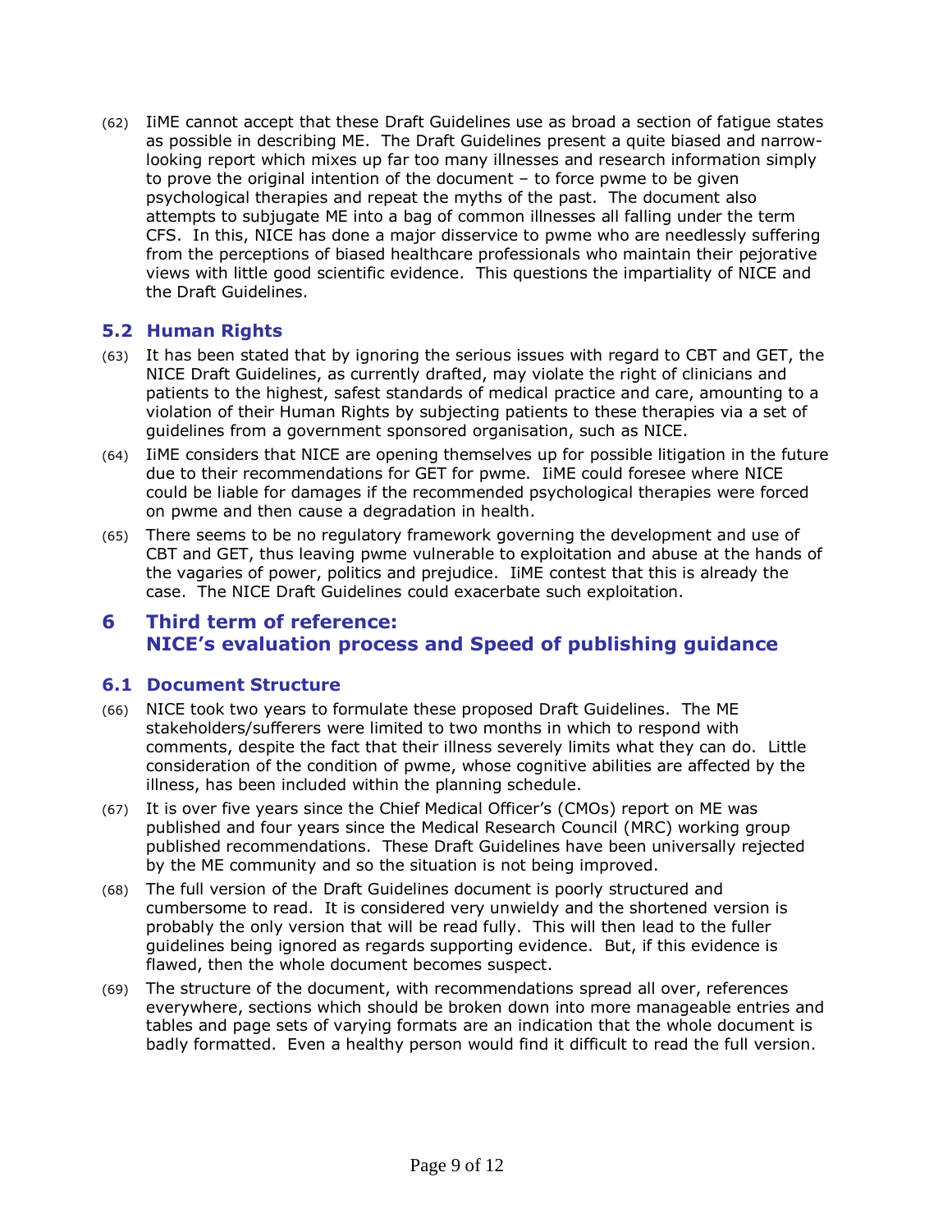(62) IiME cannot accept that these Draft Guidelines use as broad a section of fatigue states as possible in describing ME. The Draft Guidelines present a quite biased and narrow-looking report which mixes up far too many illnesses and research information simply to prove the original intention of the document – to force pwme to be given psychological therapies and repeat the myths of the past. The document also attempts to subjugate ME into a bag of common illnesses all falling under the term CFS. In this, NICE has done a major disservice to pwme who are needlessly suffering from the perceptions of biased healthcare professionals who maintain their pejorative views with little good scientific evidence. This questions the impartiality of NICE and the Draft Guidelines.

## 5.2 Human Rights

(63) It has been stated that by ignoring the serious issues with regard to CBT and GET, the NICE Draft Guidelines, as currently drafted, may violate the right of clinicians and patients to the highest, safest standards of medical practice and care, amounting to a violation of their Human Rights by subjecting patients to these therapies via a set of guidelines from a government sponsored organisation, such as NICE.

(64) IiME considers that NICE are opening themselves up for possible litigation in the future due to their recommendations for GET for pwme. IiME could foresee where NICE could be liable for damages if the recommended psychological therapies were forced on pwme and then cause a degradation in health.

(65) There seems to be no regulatory framework governing the development and use of CBT and GET, thus leaving pwme vulnerable to exploitation and abuse at the hands of the vagaries of power, politics and prejudice. IiME contest that this is already the case. The NICE Draft Guidelines could exacerbate such exploitation.

# 6 Third term of reference: NICE's evaluation process and Speed of publishing guidance

## 6.1 Document Structure

(66) NICE took two years to formulate these proposed Draft Guidelines. The ME stakeholders/sufferers were limited to two months in which to respond with comments, despite the fact that their illness severely limits what they can do. Little consideration of the condition of pwme, whose cognitive abilities are affected by the illness, has been included within the planning schedule.

(67) It is over five years since the Chief Medical Officer's (CMOs) report on ME was published and four years since the Medical Research Council (MRC) working group published recommendations. These Draft Guidelines have been universally rejected by the ME community and so the situation is not being improved.

(68) The full version of the Draft Guidelines document is poorly structured and cumbersome to read. It is considered very unwieldy and the shortened version is probably the only version that will be read fully. This will then lead to the fuller guidelines being ignored as regards supporting evidence. But, if this evidence is flawed, then the whole document becomes suspect.

(69) The structure of the document, with recommendations spread all over, references everywhere, sections which should be broken down into more manageable entries and tables and page sets of varying formats are an indication that the whole document is badly formatted. Even a healthy person would find it difficult to read the full version.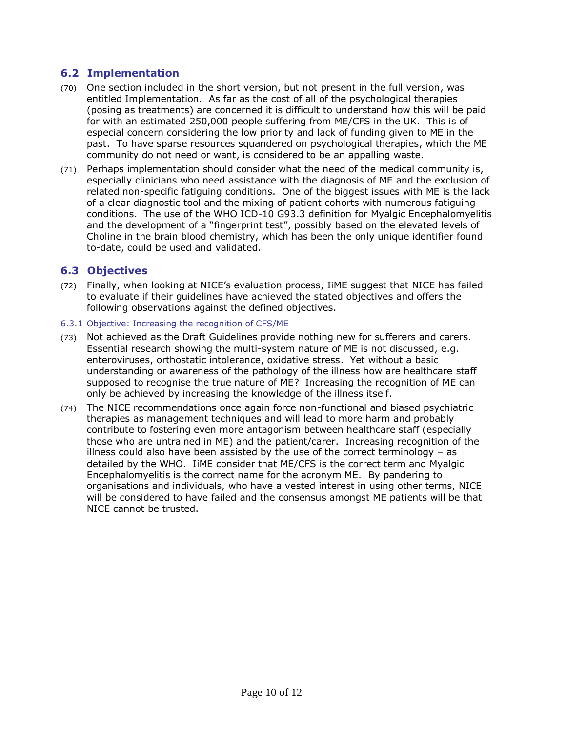## 6.2 Implementation

(70) One section included in the short version, but not present in the full version, was entitled Implementation. As far as the cost of all of the psychological therapies (posing as treatments) are concerned it is difficult to understand how this will be paid for with an estimated 250,000 people suffering from ME/CFS in the UK. This is of especial concern considering the low priority and lack of funding given to ME in the past. To have sparse resources squandered on psychological therapies, which the ME community do not need or want, is considered to be an appalling waste.

(71) Perhaps implementation should consider what the need of the medical community is, especially clinicians who need assistance with the diagnosis of ME and the exclusion of related non-specific fatiguing conditions. One of the biggest issues with ME is the lack of a clear diagnostic tool and the mixing of patient cohorts with numerous fatiguing conditions. The use of the WHO ICD-10 G93.3 definition for Myalgic Encephalomyelitis and the development of a "fingerprint test", possibly based on the elevated levels of Choline in the brain blood chemistry, which has been the only unique identifier found to-date, could be used and validated.

## 6.3 Objectives

(72) Finally, when looking at NICE's evaluation process, IiME suggest that NICE has failed to evaluate if their guidelines have achieved the stated objectives and offers the following observations against the defined objectives.

### 6.3.1 Objective: Increasing the recognition of CFS/ME

(73) Not achieved as the Draft Guidelines provide nothing new for sufferers and carers. Essential research showing the multi-system nature of ME is not discussed, e.g. enteroviruses, orthostatic intolerance, oxidative stress. Yet without a basic understanding or awareness of the pathology of the illness how are healthcare staff supposed to recognise the true nature of ME? Increasing the recognition of ME can only be achieved by increasing the knowledge of the illness itself.

(74) The NICE recommendations once again force non-functional and biased psychiatric therapies as management techniques and will lead to more harm and probably contribute to fostering even more antagonism between healthcare staff (especially those who are untrained in ME) and the patient/carer. Increasing recognition of the illness could also have been assisted by the use of the correct terminology – as detailed by the WHO. IiME consider that ME/CFS is the correct term and Myalgic Encephalomyelitis is the correct name for the acronym ME. By pandering to organisations and individuals, who have a vested interest in using other terms, NICE will be considered to have failed and the consensus amongst ME patients will be that NICE cannot be trusted.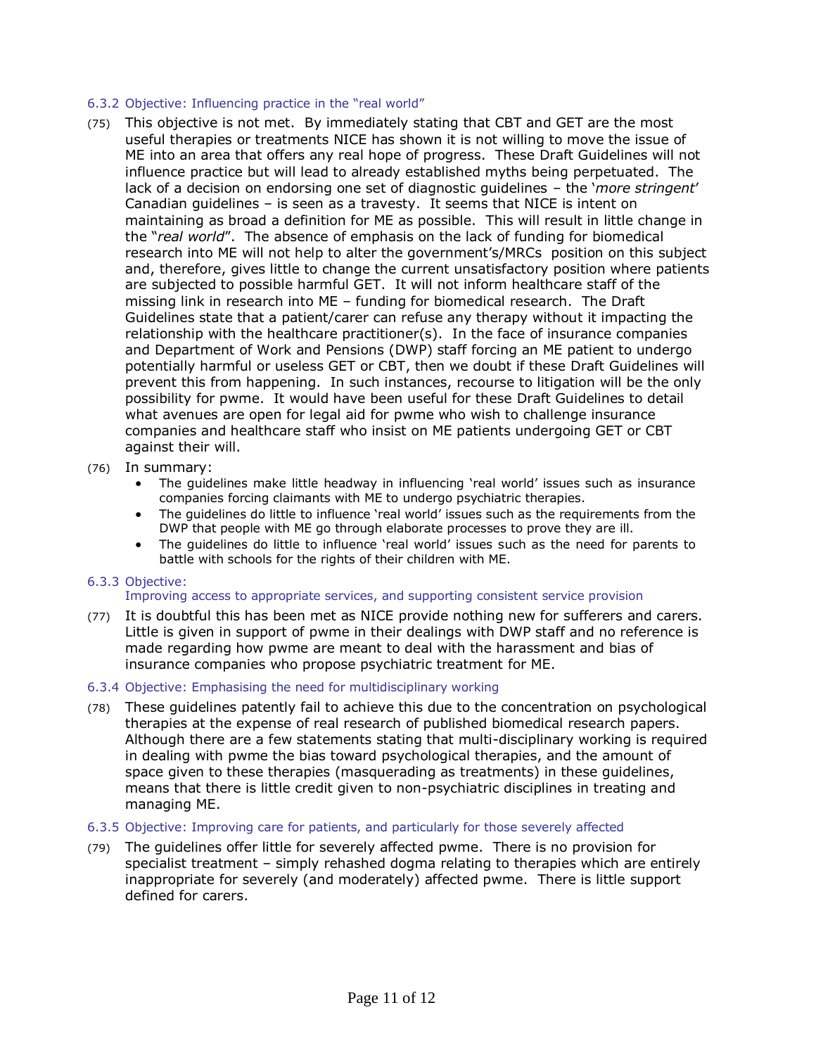#### 6.3.2 Objective: Influencing practice in the "real world"

(75) This objective is not met. By immediately stating that CBT and GET are the most useful therapies or treatments NICE has shown it is not willing to move the issue of ME into an area that offers any real hope of progress. These Draft Guidelines will not influence practice but will lead to already established myths being perpetuated. The lack of a decision on endorsing one set of diagnostic guidelines – the '*more stringent*' Canadian guidelines – is seen as a travesty. It seems that NICE is intent on maintaining as broad a definition for ME as possible. This will result in little change in the "*real world*". The absence of emphasis on the lack of funding for biomedical research into ME will not help to alter the government's/MRCs position on this subject and, therefore, gives little to change the current unsatisfactory position where patients are subjected to possible harmful GET. It will not inform healthcare staff of the missing link in research into ME – funding for biomedical research. The Draft Guidelines state that a patient/carer can refuse any therapy without it impacting the relationship with the healthcare practitioner(s). In the face of insurance companies and Department of Work and Pensions (DWP) staff forcing an ME patient to undergo potentially harmful or useless GET or CBT, then we doubt if these Draft Guidelines will prevent this from happening. In such instances, recourse to litigation will be the only possibility for pwme. It would have been useful for these Draft Guidelines to detail what avenues are open for legal aid for pwme who wish to challenge insurance companies and healthcare staff who insist on ME patients undergoing GET or CBT against their will.

(76) In summary:

- The guidelines make little headway in influencing 'real world' issues such as insurance companies forcing claimants with ME to undergo psychiatric therapies.
- The guidelines do little to influence 'real world' issues such as the requirements from the DWP that people with ME go through elaborate processes to prove they are ill.
- The guidelines do little to influence 'real world' issues such as the need for parents to battle with schools for the rights of their children with ME.

#### 6.3.3 Objective: Improving access to appropriate services, and supporting consistent service provision

(77) It is doubtful this has been met as NICE provide nothing new for sufferers and carers. Little is given in support of pwme in their dealings with DWP staff and no reference is made regarding how pwme are meant to deal with the harassment and bias of insurance companies who propose psychiatric treatment for ME.

#### 6.3.4 Objective: Emphasising the need for multidisciplinary working

(78) These guidelines patently fail to achieve this due to the concentration on psychological therapies at the expense of real research of published biomedical research papers. Although there are a few statements stating that multi-disciplinary working is required in dealing with pwme the bias toward psychological therapies, and the amount of space given to these therapies (masquerading as treatments) in these guidelines, means that there is little credit given to non-psychiatric disciplines in treating and managing ME.

#### 6.3.5 Objective: Improving care for patients, and particularly for those severely affected

(79) The guidelines offer little for severely affected pwme. There is no provision for specialist treatment – simply rehashed dogma relating to therapies which are entirely inappropriate for severely (and moderately) affected pwme. There is little support defined for carers.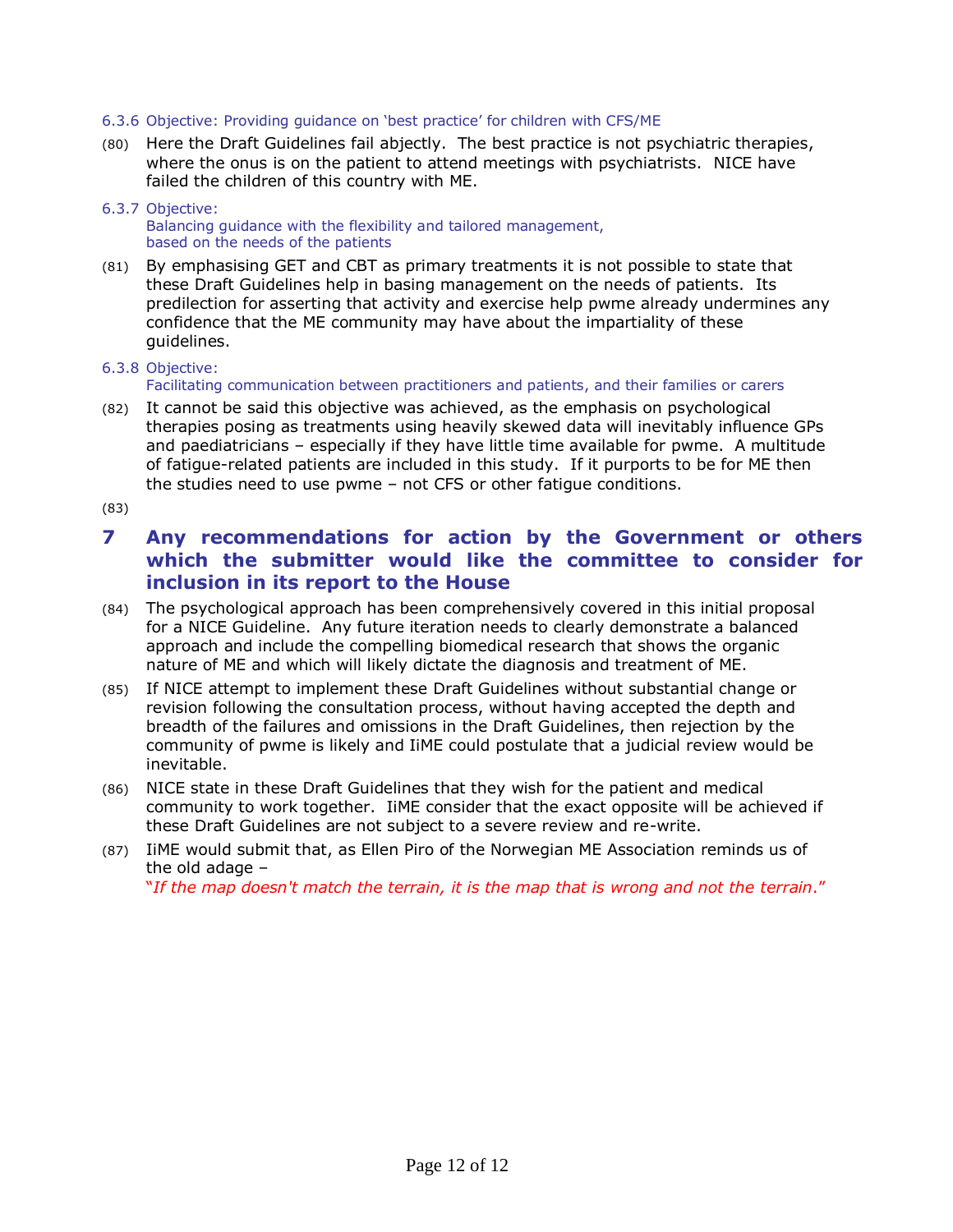### 6.3.6 Objective: Providing guidance on 'best practice' for children with CFS/ME

(80) Here the Draft Guidelines fail abjectly. The best practice is not psychiatric therapies, where the onus is on the patient to attend meetings with psychiatrists. NICE have failed the children of this country with ME.

### 6.3.7 Objective: Balancing guidance with the flexibility and tailored management, based on the needs of the patients

(81) By emphasising GET and CBT as primary treatments it is not possible to state that these Draft Guidelines help in basing management on the needs of patients. Its predilection for asserting that activity and exercise help pwme already undermines any confidence that the ME community may have about the impartiality of these guidelines.

### 6.3.8 Objective: Facilitating communication between practitioners and patients, and their families or carers

(82) It cannot be said this objective was achieved, as the emphasis on psychological therapies posing as treatments using heavily skewed data will inevitably influence GPs and paediatricians – especially if they have little time available for pwme. A multitude of fatigue-related patients are included in this study. If it purports to be for ME then the studies need to use pwme – not CFS or other fatigue conditions.

(83)

## 7 Any recommendations for action by the Government or others which the submitter would like the committee to consider for inclusion in its report to the House

(84) The psychological approach has been comprehensively covered in this initial proposal for a NICE Guideline. Any future iteration needs to clearly demonstrate a balanced approach and include the compelling biomedical research that shows the organic nature of ME and which will likely dictate the diagnosis and treatment of ME.

(85) If NICE attempt to implement these Draft Guidelines without substantial change or revision following the consultation process, without having accepted the depth and breadth of the failures and omissions in the Draft Guidelines, then rejection by the community of pwme is likely and IiME could postulate that a judicial review would be inevitable.

(86) NICE state in these Draft Guidelines that they wish for the patient and medical community to work together. IiME consider that the exact opposite will be achieved if these Draft Guidelines are not subject to a severe review and re-write.

(87) IiME would submit that, as Ellen Piro of the Norwegian ME Association reminds us of the old adage –
"*If the map doesn't match the terrain, it is the map that is wrong and not the terrain*."